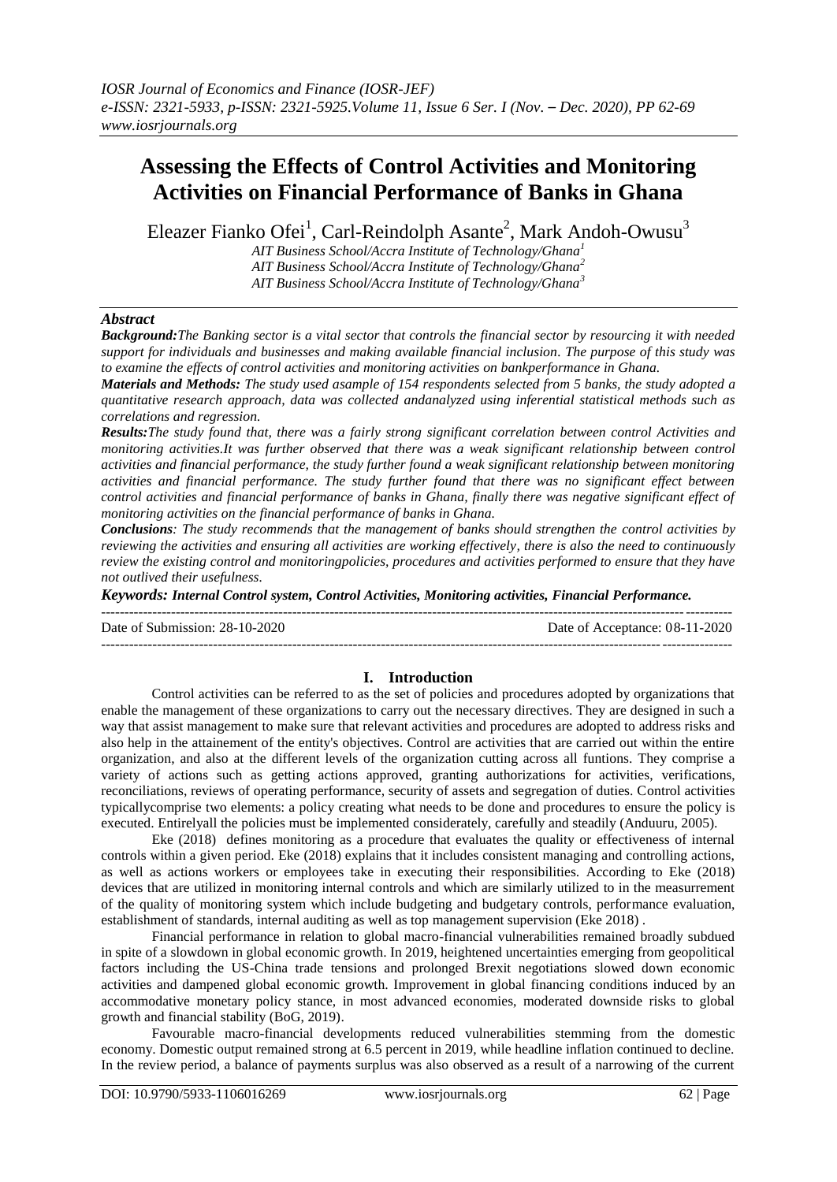# Assessing the Effects of Control Activities and Monitoring Activities on Financial Performance of Banks in Ghana

Eleazer Fianko Ofei[1], Carl-Reindolph Asante[2], Mark Andoh-Owusu[3]

*AIT Business School/Accra Institute of Technology/Ghana[1]*
*AIT Business School/Accra Institute of Technology/Ghana[2]*
*AIT Business School/Accra Institute of Technology/Ghana[3]*

## *Abstract*

***Background:*** *The Banking sector is a vital sector that controls the financial sector by resourcing it with needed support for individuals and businesses and making available financial inclusion. The purpose of this study was to examine the effects of control activities and monitoring activities on bankperformance in Ghana.*

***Materials and Methods:*** *The study used asample of 154 respondents selected from 5 banks, the study adopted a quantitative research approach, data was collected andanalyzed using inferential statistical methods such as correlations and regression.*

***Results:*** *The study found that, there was a fairly strong significant correlation between control Activities and monitoring activities.It was further observed that there was a weak significant relationship between control activities and financial performance, the study further found a weak significant relationship between monitoring activities and financial performance. The study further found that there was no significant effect between control activities and financial performance of banks in Ghana, finally there was negative significant effect of monitoring activities on the financial performance of banks in Ghana.*

***Conclusions****: The study recommends that the management of banks should strengthen the control activities by reviewing the activities and ensuring all activities are working effectively, there is also the need to continuously review the existing control and monitoringpolicies, procedures and activities performed to ensure that they have not outlived their usefulness.*

***Keywords: Internal Control system, Control Activities, Monitoring activities, Financial Performance.***

---

Date of Submission: 28-10-2020 Date of Acceptance: 08-11-2020

---

## I. Introduction

Control activities can be referred to as the set of policies and procedures adopted by organizations that enable the management of these organizations to carry out the necessary directives. They are designed in such a way that assist management to make sure that relevant activities and procedures are adopted to address risks and also help in the attainement of the entity's objectives. Control are activities that are carried out within the entire organization, and also at the different levels of the organization cutting across all funtions. They comprise a variety of actions such as getting actions approved, granting authorizations for activities, verifications, reconciliations, reviews of operating performance, security of assets and segregation of duties. Control activities typicallycomprise two elements: a policy creating what needs to be done and procedures to ensure the policy is executed. Entirelyall the policies must be implemented considerately, carefully and steadily (Anduuru, 2005).

Eke (2018) defines monitoring as a procedure that evaluates the quality or effectiveness of internal controls within a given period. Eke (2018) explains that it includes consistent managing and controlling actions, as well as actions workers or employees take in executing their responsibilities. According to Eke (2018) devices that are utilized in monitoring internal controls and which are similarly utilized to in the measurement of the quality of monitoring system which include budgeting and budgetary controls, performance evaluation, establishment of standards, internal auditing as well as top management supervision (Eke 2018) .

Financial performance in relation to global macro-financial vulnerabilities remained broadly subdued in spite of a slowdown in global economic growth. In 2019, heightened uncertainties emerging from geopolitical factors including the US-China trade tensions and prolonged Brexit negotiations slowed down economic activities and dampened global economic growth. Improvement in global financing conditions induced by an accommodative monetary policy stance, in most advanced economies, moderated downside risks to global growth and financial stability (BoG, 2019).

Favourable macro-financial developments reduced vulnerabilities stemming from the domestic economy. Domestic output remained strong at 6.5 percent in 2019, while headline inflation continued to decline. In the review period, a balance of payments surplus was also observed as a result of a narrowing of the current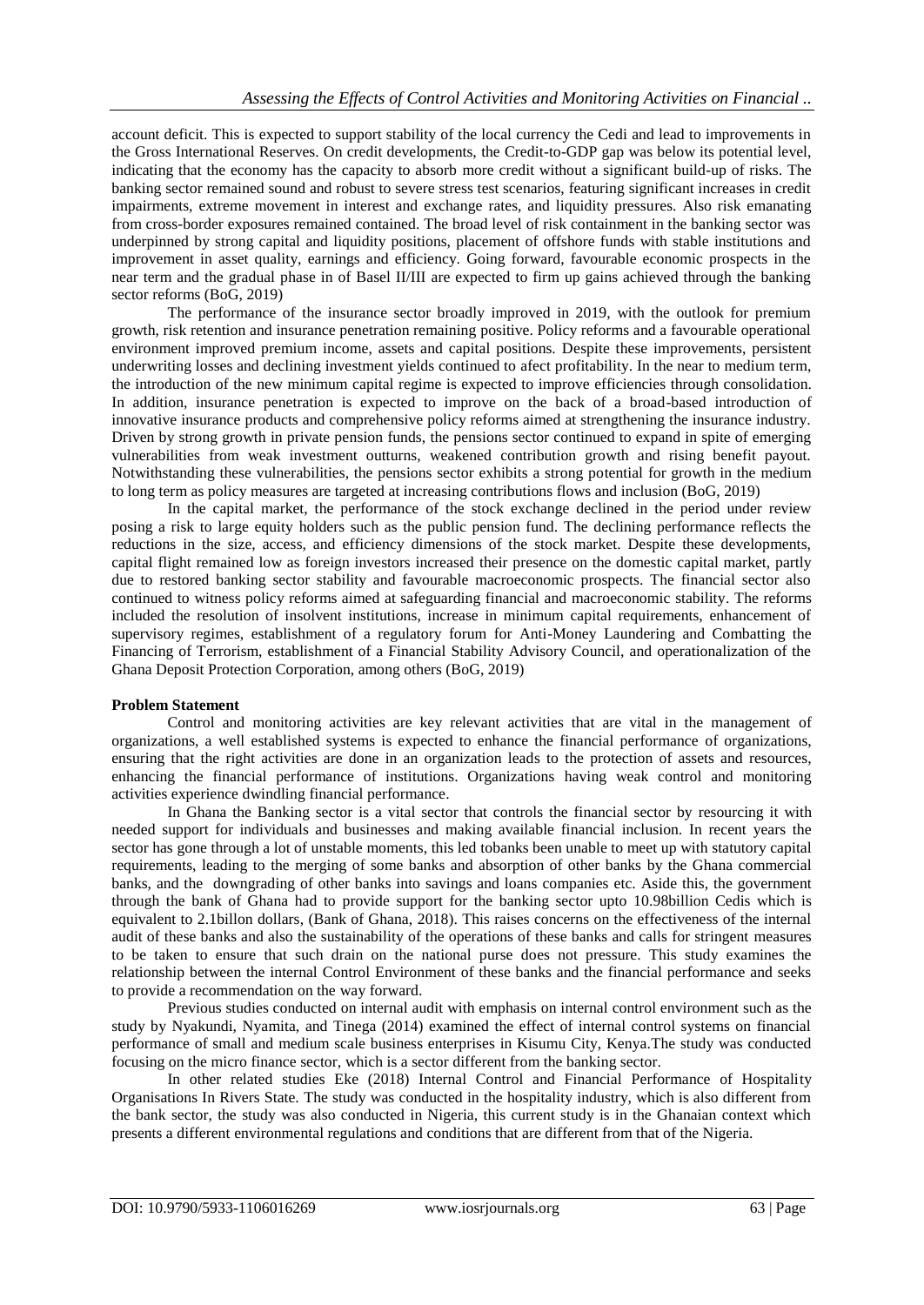account deficit. This is expected to support stability of the local currency the Cedi and lead to improvements in the Gross International Reserves. On credit developments, the Credit-to-GDP gap was below its potential level, indicating that the economy has the capacity to absorb more credit without a significant build-up of risks. The banking sector remained sound and robust to severe stress test scenarios, featuring significant increases in credit impairments, extreme movement in interest and exchange rates, and liquidity pressures. Also risk emanating from cross-border exposures remained contained. The broad level of risk containment in the banking sector was underpinned by strong capital and liquidity positions, placement of offshore funds with stable institutions and improvement in asset quality, earnings and efficiency. Going forward, favourable economic prospects in the near term and the gradual phase in of Basel II/III are expected to firm up gains achieved through the banking sector reforms (BoG, 2019)

The performance of the insurance sector broadly improved in 2019, with the outlook for premium growth, risk retention and insurance penetration remaining positive. Policy reforms and a favourable operational environment improved premium income, assets and capital positions. Despite these improvements, persistent underwriting losses and declining investment yields continued to afect profitability. In the near to medium term, the introduction of the new minimum capital regime is expected to improve efficiencies through consolidation. In addition, insurance penetration is expected to improve on the back of a broad-based introduction of innovative insurance products and comprehensive policy reforms aimed at strengthening the insurance industry. Driven by strong growth in private pension funds, the pensions sector continued to expand in spite of emerging vulnerabilities from weak investment outturns, weakened contribution growth and rising benefit payout. Notwithstanding these vulnerabilities, the pensions sector exhibits a strong potential for growth in the medium to long term as policy measures are targeted at increasing contributions flows and inclusion (BoG, 2019)

In the capital market, the performance of the stock exchange declined in the period under review posing a risk to large equity holders such as the public pension fund. The declining performance reflects the reductions in the size, access, and efficiency dimensions of the stock market. Despite these developments, capital flight remained low as foreign investors increased their presence on the domestic capital market, partly due to restored banking sector stability and favourable macroeconomic prospects. The financial sector also continued to witness policy reforms aimed at safeguarding financial and macroeconomic stability. The reforms included the resolution of insolvent institutions, increase in minimum capital requirements, enhancement of supervisory regimes, establishment of a regulatory forum for Anti-Money Laundering and Combatting the Financing of Terrorism, establishment of a Financial Stability Advisory Council, and operationalization of the Ghana Deposit Protection Corporation, among others (BoG, 2019)

**Problem Statement**

Control and monitoring activities are key relevant activities that are vital in the management of organizations, a well established systems is expected to enhance the financial performance of organizations, ensuring that the right activities are done in an organization leads to the protection of assets and resources, enhancing the financial performance of institutions. Organizations having weak control and monitoring activities experience dwindling financial performance.

In Ghana the Banking sector is a vital sector that controls the financial sector by resourcing it with needed support for individuals and businesses and making available financial inclusion. In recent years the sector has gone through a lot of unstable moments, this led tobanks been unable to meet up with statutory capital requirements, leading to the merging of some banks and absorption of other banks by the Ghana commercial banks, and the downgrading of other banks into savings and loans companies etc. Aside this, the government through the bank of Ghana had to provide support for the banking sector upto 10.98billion Cedis which is equivalent to 2.1billon dollars, (Bank of Ghana, 2018). This raises concerns on the effectiveness of the internal audit of these banks and also the sustainability of the operations of these banks and calls for stringent measures to be taken to ensure that such drain on the national purse does not pressure. This study examines the relationship between the internal Control Environment of these banks and the financial performance and seeks to provide a recommendation on the way forward.

Previous studies conducted on internal audit with emphasis on internal control environment such as the study by Nyakundi, Nyamita, and Tinega (2014) examined the effect of internal control systems on financial performance of small and medium scale business enterprises in Kisumu City, Kenya.The study was conducted focusing on the micro finance sector, which is a sector different from the banking sector.

In other related studies Eke (2018) Internal Control and Financial Performance of Hospitality Organisations In Rivers State. The study was conducted in the hospitality industry, which is also different from the bank sector, the study was also conducted in Nigeria, this current study is in the Ghanaian context which presents a different environmental regulations and conditions that are different from that of the Nigeria.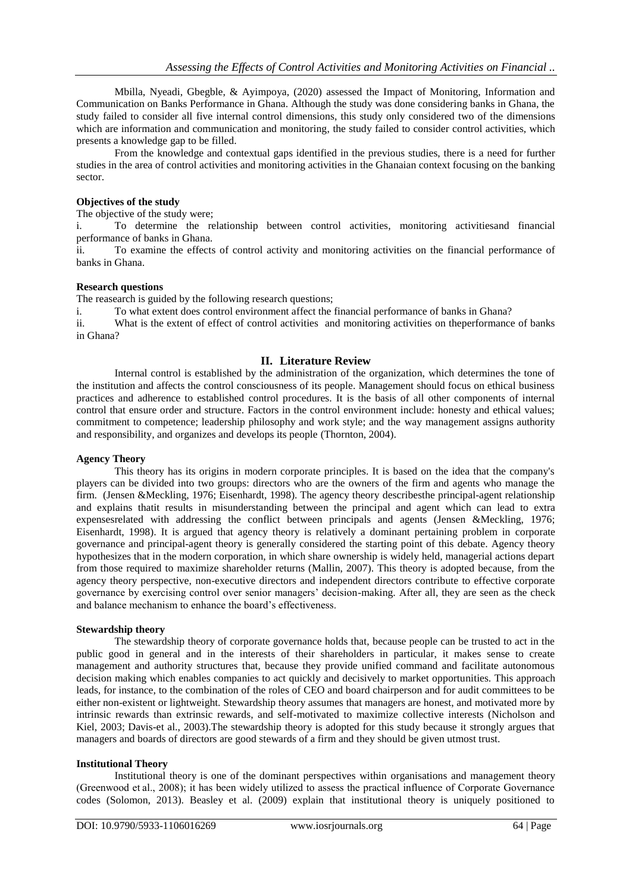Mbilla, Nyeadi, Gbegble, & Ayimpoya, (2020) assessed the Impact of Monitoring, Information and Communication on Banks Performance in Ghana. Although the study was done considering banks in Ghana, the study failed to consider all five internal control dimensions, this study only considered two of the dimensions which are information and communication and monitoring, the study failed to consider control activities, which presents a knowledge gap to be filled.

From the knowledge and contextual gaps identified in the previous studies, there is a need for further studies in the area of control activities and monitoring activities in the Ghanaian context focusing on the banking sector.

**Objectives of the study**

The objective of the study were;

i. To determine the relationship between control activities, monitoring activitiesand financial performance of banks in Ghana.

ii. To examine the effects of control activity and monitoring activities on the financial performance of banks in Ghana.

**Research questions**

The reasearch is guided by the following research questions;

i. To what extent does control environment affect the financial performance of banks in Ghana?

ii. What is the extent of effect of control activities and monitoring activities on theperformance of banks in Ghana?

## II. Literature Review

Internal control is established by the administration of the organization, which determines the tone of the institution and affects the control consciousness of its people. Management should focus on ethical business practices and adherence to established control procedures. It is the basis of all other components of internal control that ensure order and structure. Factors in the control environment include: honesty and ethical values; commitment to competence; leadership philosophy and work style; and the way management assigns authority and responsibility, and organizes and develops its people (Thornton, 2004).

**Agency Theory**

This theory has its origins in modern corporate principles. It is based on the idea that the company's players can be divided into two groups: directors who are the owners of the firm and agents who manage the firm. (Jensen &Meckling, 1976; Eisenhardt, 1998). The agency theory describesthe principal-agent relationship and explains thatit results in misunderstanding between the principal and agent which can lead to extra expensesrelated with addressing the conflict between principals and agents (Jensen &Meckling, 1976; Eisenhardt, 1998). It is argued that agency theory is relatively a dominant pertaining problem in corporate governance and principal-agent theory is generally considered the starting point of this debate. Agency theory hypothesizes that in the modern corporation, in which share ownership is widely held, managerial actions depart from those required to maximize shareholder returns (Mallin, 2007). This theory is adopted because, from the agency theory perspective, non-executive directors and independent directors contribute to effective corporate governance by exercising control over senior managers' decision-making. After all, they are seen as the check and balance mechanism to enhance the board's effectiveness.

**Stewardship theory**

The stewardship theory of corporate governance holds that, because people can be trusted to act in the public good in general and in the interests of their shareholders in particular, it makes sense to create management and authority structures that, because they provide unified command and facilitate autonomous decision making which enables companies to act quickly and decisively to market opportunities. This approach leads, for instance, to the combination of the roles of CEO and board chairperson and for audit committees to be either non-existent or lightweight. Stewardship theory assumes that managers are honest, and motivated more by intrinsic rewards than extrinsic rewards, and self-motivated to maximize collective interests (Nicholson and Kiel, 2003; Davis-et al., 2003).The stewardship theory is adopted for this study because it strongly argues that managers and boards of directors are good stewards of a firm and they should be given utmost trust.

**Institutional Theory**

Institutional theory is one of the dominant perspectives within organisations and management theory (Greenwood et al., 2008); it has been widely utilized to assess the practical influence of Corporate Governance codes (Solomon, 2013). Beasley et al. (2009) explain that institutional theory is uniquely positioned to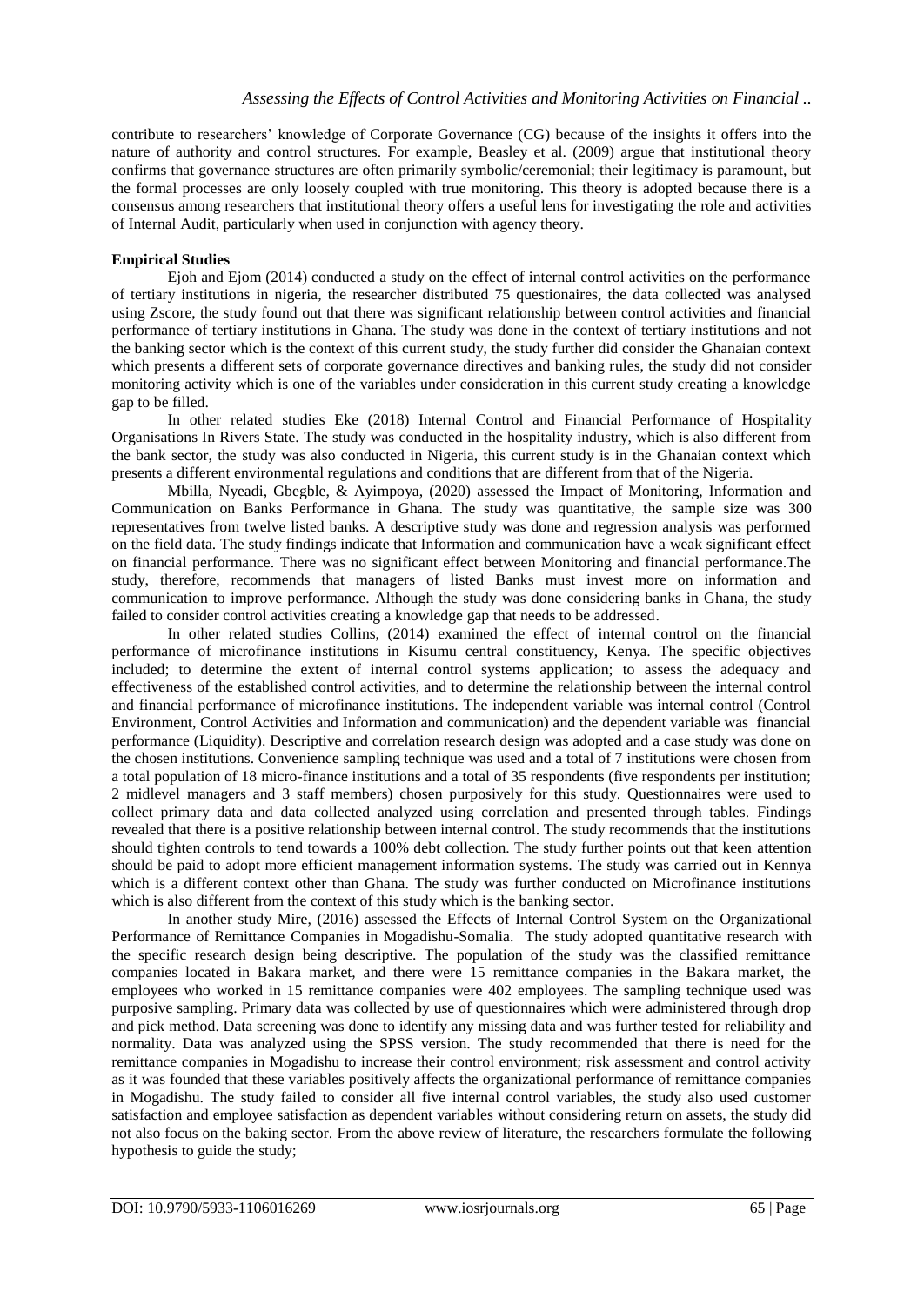contribute to researchers' knowledge of Corporate Governance (CG) because of the insights it offers into the nature of authority and control structures. For example, Beasley et al. (2009) argue that institutional theory confirms that governance structures are often primarily symbolic/ceremonial; their legitimacy is paramount, but the formal processes are only loosely coupled with true monitoring. This theory is adopted because there is a consensus among researchers that institutional theory offers a useful lens for investigating the role and activities of Internal Audit, particularly when used in conjunction with agency theory.

**Empirical Studies**

Ejoh and Ejom (2014) conducted a study on the effect of internal control activities on the performance of tertiary institutions in nigeria, the researcher distributed 75 questionaires, the data collected was analysed using Zscore, the study found out that there was significant relationship between control activities and financial performance of tertiary institutions in Ghana. The study was done in the context of tertiary institutions and not the banking sector which is the context of this current study, the study further did consider the Ghanaian context which presents a different sets of corporate governance directives and banking rules, the study did not consider monitoring activity which is one of the variables under consideration in this current study creating a knowledge gap to be filled.

In other related studies Eke (2018) Internal Control and Financial Performance of Hospitality Organisations In Rivers State. The study was conducted in the hospitality industry, which is also different from the bank sector, the study was also conducted in Nigeria, this current study is in the Ghanaian context which presents a different environmental regulations and conditions that are different from that of the Nigeria.

Mbilla, Nyeadi, Gbegble, & Ayimpoya, (2020) assessed the Impact of Monitoring, Information and Communication on Banks Performance in Ghana. The study was quantitative, the sample size was 300 representatives from twelve listed banks. A descriptive study was done and regression analysis was performed on the field data. The study findings indicate that Information and communication have a weak significant effect on financial performance. There was no significant effect between Monitoring and financial performance.The study, therefore, recommends that managers of listed Banks must invest more on information and communication to improve performance. Although the study was done considering banks in Ghana, the study failed to consider control activities creating a knowledge gap that needs to be addressed.

In other related studies Collins, (2014) examined the effect of internal control on the financial performance of microfinance institutions in Kisumu central constituency, Kenya. The specific objectives included; to determine the extent of internal control systems application; to assess the adequacy and effectiveness of the established control activities, and to determine the relationship between the internal control and financial performance of microfinance institutions. The independent variable was internal control (Control Environment, Control Activities and Information and communication) and the dependent variable was financial performance (Liquidity). Descriptive and correlation research design was adopted and a case study was done on the chosen institutions. Convenience sampling technique was used and a total of 7 institutions were chosen from a total population of 18 micro-finance institutions and a total of 35 respondents (five respondents per institution; 2 midlevel managers and 3 staff members) chosen purposively for this study. Questionnaires were used to collect primary data and data collected analyzed using correlation and presented through tables. Findings revealed that there is a positive relationship between internal control. The study recommends that the institutions should tighten controls to tend towards a 100% debt collection. The study further points out that keen attention should be paid to adopt more efficient management information systems. The study was carried out in Kennya which is a different context other than Ghana. The study was further conducted on Microfinance institutions which is also different from the context of this study which is the banking sector.

In another study Mire, (2016) assessed the Effects of Internal Control System on the Organizational Performance of Remittance Companies in Mogadishu-Somalia. The study adopted quantitative research with the specific research design being descriptive. The population of the study was the classified remittance companies located in Bakara market, and there were 15 remittance companies in the Bakara market, the employees who worked in 15 remittance companies were 402 employees. The sampling technique used was purposive sampling. Primary data was collected by use of questionnaires which were administered through drop and pick method. Data screening was done to identify any missing data and was further tested for reliability and normality. Data was analyzed using the SPSS version. The study recommended that there is need for the remittance companies in Mogadishu to increase their control environment; risk assessment and control activity as it was founded that these variables positively affects the organizational performance of remittance companies in Mogadishu. The study failed to consider all five internal control variables, the study also used customer satisfaction and employee satisfaction as dependent variables without considering return on assets, the study did not also focus on the baking sector. From the above review of literature, the researchers formulate the following hypothesis to guide the study;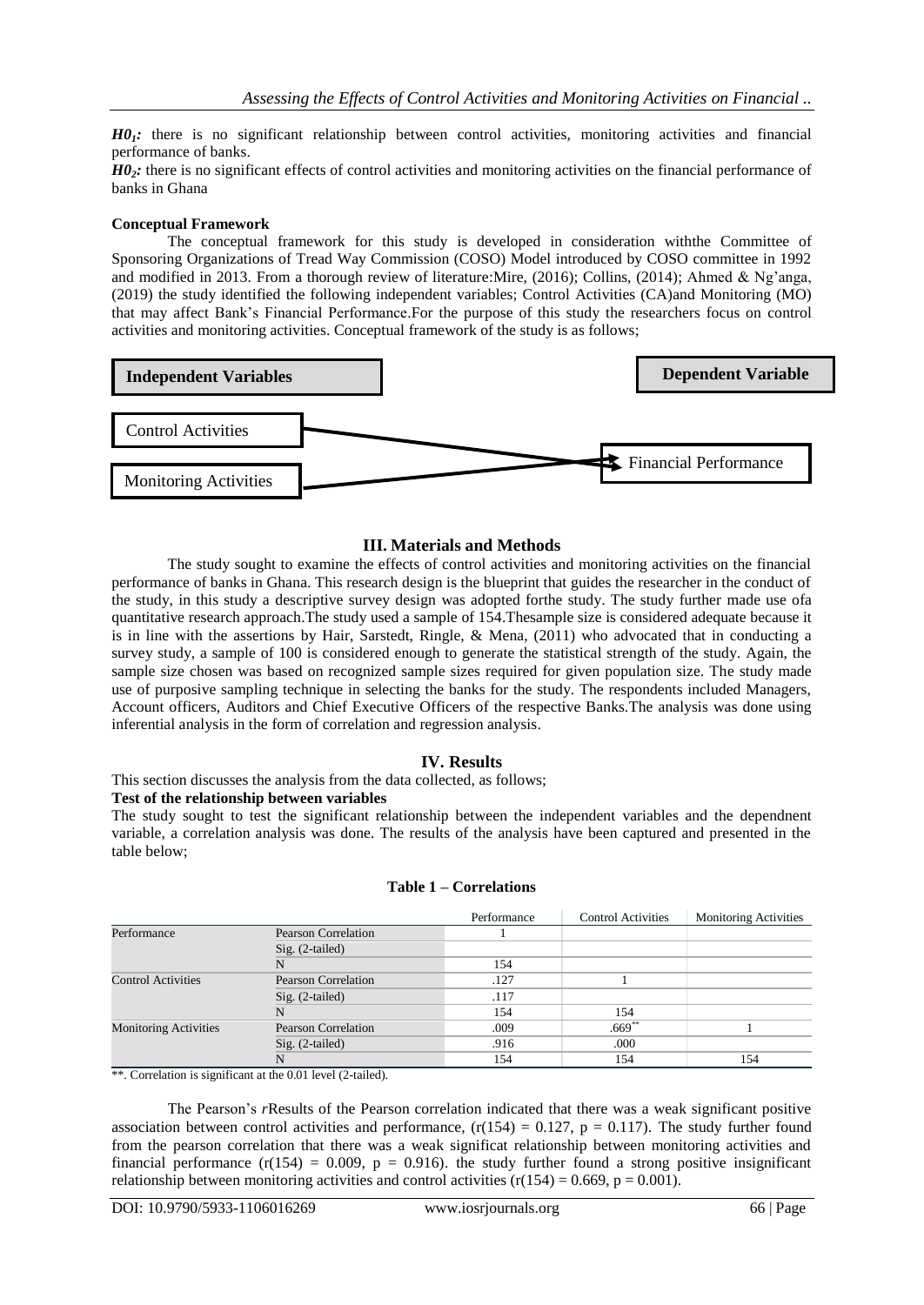***$H0_1$:*** there is no significant relationship between control activities, monitoring activities and financial performance of banks.

***$H0_2$:*** there is no significant effects of control activities and monitoring activities on the financial performance of banks in Ghana

**Conceptual Framework**

The conceptual framework for this study is developed in consideration withthe Committee of Sponsoring Organizations of Tread Way Commission (COSO) Model introduced by COSO committee in 1992 and modified in 2013. From a thorough review of literature:Mire, (2016); Collins, (2014); Ahmed & Ng'anga, (2019) the study identified the following independent variables; Control Activities (CA)and Monitoring (MO) that may affect Bank's Financial Performance.For the purpose of this study the researchers focus on control activities and monitoring activities. Conceptual framework of the study is as follows;

**Independent Variables** → **Dependent Variable**

Control Activities → Financial Performance

Monitoring Activities → Financial Performance

## III. Materials and Methods

The study sought to examine the effects of control activities and monitoring activities on the financial performance of banks in Ghana. This research design is the blueprint that guides the researcher in the conduct of the study, in this study a descriptive survey design was adopted forthe study. The study further made use ofa quantitative research approach.The study used a sample of 154.Thesample size is considered adequate because it is in line with the assertions by Hair, Sarstedt, Ringle, & Mena, (2011) who advocated that in conducting a survey study, a sample of 100 is considered enough to generate the statistical strength of the study. Again, the sample size chosen was based on recognized sample sizes required for given population size. The study made use of purposive sampling technique in selecting the banks for the study. The respondents included Managers, Account officers, Auditors and Chief Executive Officers of the respective Banks.The analysis was done using inferential analysis in the form of correlation and regression analysis.

## IV. Results

This section discusses the analysis from the data collected, as follows;

**Test of the relationship between variables**

The study sought to test the significant relationship between the independent variables and the dependnent variable, a correlation analysis was done. The results of the analysis have been captured and presented in the table below;

**Table 1 – Correlations**

| | | Performance | Control Activities | Monitoring Activities |
|---|---|---|---|---|
| Performance | Pearson Correlation | 1 | | |
| | Sig. (2-tailed) | | | |
| | N | 154 | | |
| Control Activities | Pearson Correlation | .127 | 1 | |
| | Sig. (2-tailed) | .117 | | |
| | N | 154 | 154 | |
| Monitoring Activities | Pearson Correlation | .009 | .669** | 1 |
| | Sig. (2-tailed) | .916 | .000 | |
| | N | 154 | 154 | 154 |

**. Correlation is significant at the 0.01 level (2-tailed).

The Pearson's *r*Results of the Pearson correlation indicated that there was a weak significant positive association between control activities and performance, ($r(154) = 0.127$, $p = 0.117$). The study further found from the pearson correlation that there was a weak significat relationship between monitoring activities and financial performance ($r(154) = 0.009$, $p = 0.916$). the study further found a strong positive insignificant relationship between monitoring activities and control activities ($r(154) = 0.669$, $p = 0.001$).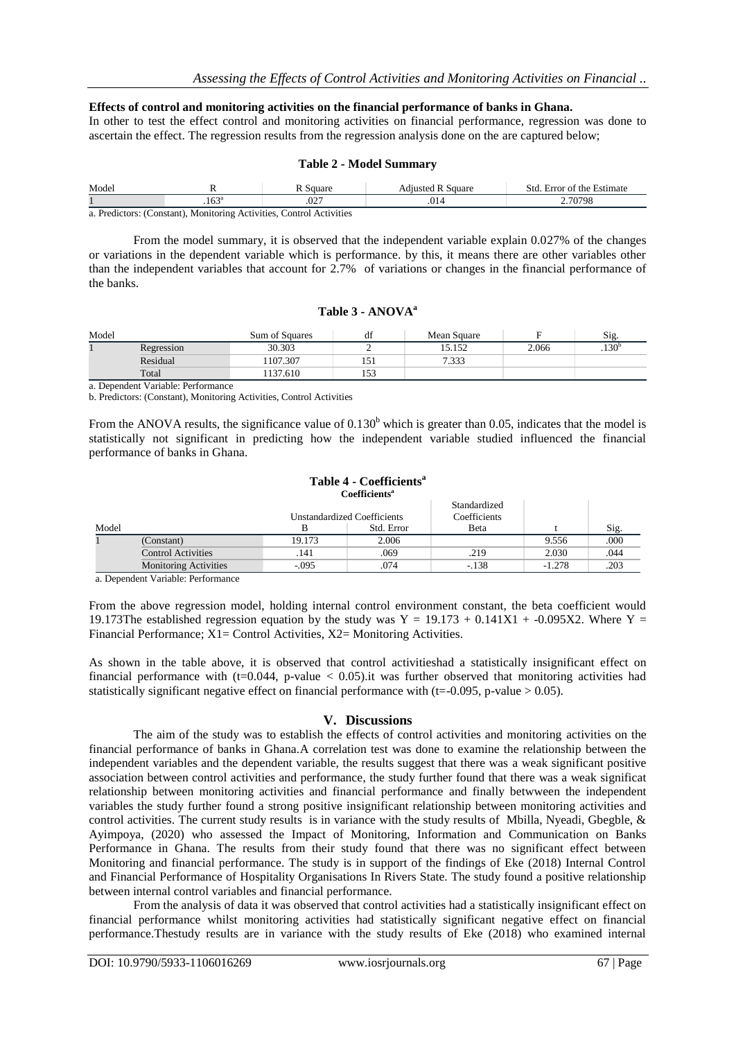**Effects of control and monitoring activities on the financial performance of banks in Ghana.**

In other to test the effect control and monitoring activities on financial performance, regression was done to ascertain the effect. The regression results from the regression analysis done on the are captured below;

**Table 2 - Model Summary**

| Model | R | R Square | Adjusted R Square | Std. Error of the Estimate |
|---|---|---|---|---|
| 1 | .163[a] | .027 | .014 | 2.70798 |

a. Predictors: (Constant), Monitoring Activities, Control Activities

From the model summary, it is observed that the independent variable explain 0.027% of the changes or variations in the dependent variable which is performance. by this, it means there are other variables other than the independent variables that account for 2.7% of variations or changes in the financial performance of the banks.

**Table 3 - ANOVA[a]**

| Model | | Sum of Squares | df | Mean Square | F | Sig. |
|---|---|---|---|---|---|---|
| 1 | Regression | 30.303 | 2 | 15.152 | 2.066 | .130[b] |
| | Residual | 1107.307 | 151 | 7.333 | | |
| | Total | 1137.610 | 153 | | | |

a. Dependent Variable: Performance

b. Predictors: (Constant), Monitoring Activities, Control Activities

From the ANOVA results, the significance value of 0.130[b] which is greater than 0.05, indicates that the model is statistically not significant in predicting how the independent variable studied influenced the financial performance of banks in Ghana.

**Table 4 - Coefficients[a]**

**Coefficients[a]**

| Model | | Unstandardized Coefficients | | Standardized Coefficients | | |
|---|---|---|---|---|---|---|
| | | B | Std. Error | Beta | t | Sig. |
| 1 | (Constant) | 19.173 | 2.006 | | 9.556 | .000 |
| | Control Activities | .141 | .069 | .219 | 2.030 | .044 |
| | Monitoring Activities | -.095 | .074 | -.138 | -1.278 | .203 |

a. Dependent Variable: Performance

From the above regression model, holding internal control environment constant, the beta coefficient would 19.173The established regression equation by the study was $Y = 19.173 + 0.141X1 + -0.095X2$. Where $Y =$ Financial Performance; X1= Control Activities, X2= Monitoring Activities.

As shown in the table above, it is observed that control activitieshad a statistically insignificant effect on financial performance with ($t=0.044$, p-value $< 0.05$).it was further observed that monitoring activities had statistically significant negative effect on financial performance with ($t=-0.095$, p-value $> 0.05$).

## V. Discussions

The aim of the study was to establish the effects of control activities and monitoring activities on the financial performance of banks in Ghana.A correlation test was done to examine the relationship between the independent variables and the dependent variable, the results suggest that there was a weak significant positive association between control activities and performance, the study further found that there was a weak significat relationship between monitoring activities and financial performance and finally betwween the independent variables the study further found a strong positive insignificant relationship between monitoring activities and control activities. The current study results is in variance with the study results of Mbilla, Nyeadi, Gbegble, & Ayimpoya, (2020) who assessed the Impact of Monitoring, Information and Communication on Banks Performance in Ghana. The results from their study found that there was no significant effect between Monitoring and financial performance. The study is in support of the findings of Eke (2018) Internal Control and Financial Performance of Hospitality Organisations In Rivers State. The study found a positive relationship between internal control variables and financial performance.

From the analysis of data it was observed that control activities had a statistically insignificant effect on financial performance whilst monitoring activities had statistically significant negative effect on financial performance.Thestudy results are in variance with the study results of Eke (2018) who examined internal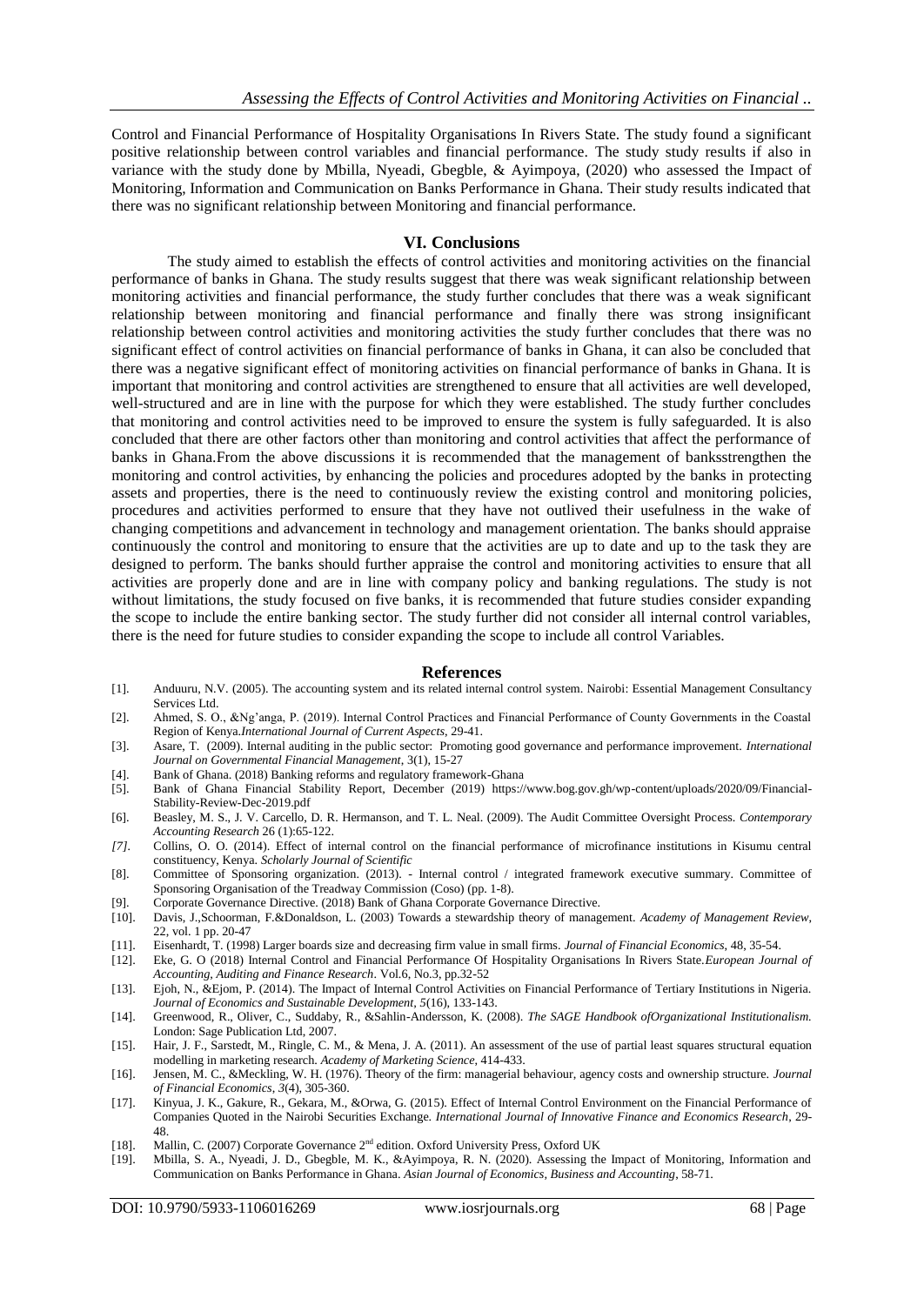Control and Financial Performance of Hospitality Organisations In Rivers State. The study found a significant positive relationship between control variables and financial performance. The study study results if also in variance with the study done by Mbilla, Nyeadi, Gbegble, & Ayimpoya, (2020) who assessed the Impact of Monitoring, Information and Communication on Banks Performance in Ghana. Their study results indicated that there was no significant relationship between Monitoring and financial performance.

## VI. Conclusions

The study aimed to establish the effects of control activities and monitoring activities on the financial performance of banks in Ghana. The study results suggest that there was weak significant relationship between monitoring activities and financial performance, the study further concludes that there was a weak significant relationship between monitoring and financial performance and finally there was strong insignificant relationship between control activities and monitoring activities the study further concludes that there was no significant effect of control activities on financial performance of banks in Ghana, it can also be concluded that there was a negative significant effect of monitoring activities on financial performance of banks in Ghana. It is important that monitoring and control activities are strengthened to ensure that all activities are well developed, well-structured and are in line with the purpose for which they were established. The study further concludes that monitoring and control activities need to be improved to ensure the system is fully safeguarded. It is also concluded that there are other factors other than monitoring and control activities that affect the performance of banks in Ghana.From the above discussions it is recommended that the management of banksstrengthen the monitoring and control activities, by enhancing the policies and procedures adopted by the banks in protecting assets and properties, there is the need to continuously review the existing control and monitoring policies, procedures and activities performed to ensure that they have not outlived their usefulness in the wake of changing competitions and advancement in technology and management orientation. The banks should appraise continuously the control and monitoring to ensure that the activities are up to date and up to the task they are designed to perform. The banks should further appraise the control and monitoring activities to ensure that all activities are properly done and are in line with company policy and banking regulations. The study is not without limitations, the study focused on five banks, it is recommended that future studies consider expanding the scope to include the entire banking sector. The study further did not consider all internal control variables, there is the need for future studies to consider expanding the scope to include all control Variables.

## References

[1]. Anduuru, N.V. (2005). The accounting system and its related internal control system. Nairobi: Essential Management Consultancy Services Ltd.

[2]. Ahmed, S. O., &Ng'anga, P. (2019). Internal Control Practices and Financial Performance of County Governments in the Coastal Region of Kenya.*International Journal of Current Aspects*, 29-41.

[3]. Asare, T. (2009). Internal auditing in the public sector: Promoting good governance and performance improvement. *International Journal on Governmental Financial Management*, 3(1), 15-27

[4]. Bank of Ghana. (2018) Banking reforms and regulatory framework-Ghana

[5]. Bank of Ghana Financial Stability Report, December (2019) https://www.bog.gov.gh/wp-content/uploads/2020/09/Financial-Stability-Review-Dec-2019.pdf

[6]. Beasley, M. S., J. V. Carcello, D. R. Hermanson, and T. L. Neal. (2009). The Audit Committee Oversight Process. *Contemporary Accounting Research* 26 (1):65-122.

*[7].* Collins, O. O. (2014). Effect of internal control on the financial performance of microfinance institutions in Kisumu central constituency, Kenya. *Scholarly Journal of Scientific*

[8]. Committee of Sponsoring organization. (2013). - Internal control / integrated framework executive summary. Committee of Sponsoring Organisation of the Treadway Commission (Coso) (pp. 1-8).

[9]. Corporate Governance Directive. (2018) Bank of Ghana Corporate Governance Directive.

[10]. Davis, J.,Schoorman, F.&Donaldson, L. (2003) Towards a stewardship theory of management. *Academy of Management Review*, 22, vol. 1 pp. 20-47

[11]. Eisenhardt, T. (1998) Larger boards size and decreasing firm value in small firms. *Journal of Financial Economics*, 48, 35-54.

[12]. Eke, G. O (2018) Internal Control and Financial Performance Of Hospitality Organisations In Rivers State.*European Journal of Accounting, Auditing and Finance Research*. Vol.6, No.3, pp.32-52

[13]. Ejoh, N., &Ejom, P. (2014). The Impact of Internal Control Activities on Financial Performance of Tertiary Institutions in Nigeria. *Journal of Economics and Sustainable Development*, *5*(16), 133-143.

[14]. Greenwood, R., Oliver, C., Suddaby, R., &Sahlin-Andersson, K. (2008). *The SAGE Handbook ofOrganizational Institutionalism.* London: Sage Publication Ltd, 2007.

[15]. Hair, J. F., Sarstedt, M., Ringle, C. M., & Mena, J. A. (2011). An assessment of the use of partial least squares structural equation modelling in marketing research. *Academy of Marketing Science*, 414-433.

[16]. Jensen, M. C., &Meckling, W. H. (1976). Theory of the firm: managerial behaviour, agency costs and ownership structure. *Journal of Financial Economics*, *3*(4), 305-360.

[17]. Kinyua, J. K., Gakure, R., Gekara, M., &Orwa, G. (2015). Effect of Internal Control Environment on the Financial Performance of Companies Quoted in the Nairobi Securities Exchange. *International Journal of Innovative Finance and Economics Research*, 29-48.

[18]. Mallin, C. (2007) Corporate Governance 2nd edition. Oxford University Press, Oxford UK

[19]. Mbilla, S. A., Nyeadi, J. D., Gbegble, M. K., &Ayimpoya, R. N. (2020). Assessing the Impact of Monitoring, Information and Communication on Banks Performance in Ghana. *Asian Journal of Economics, Business and Accounting*, 58-71.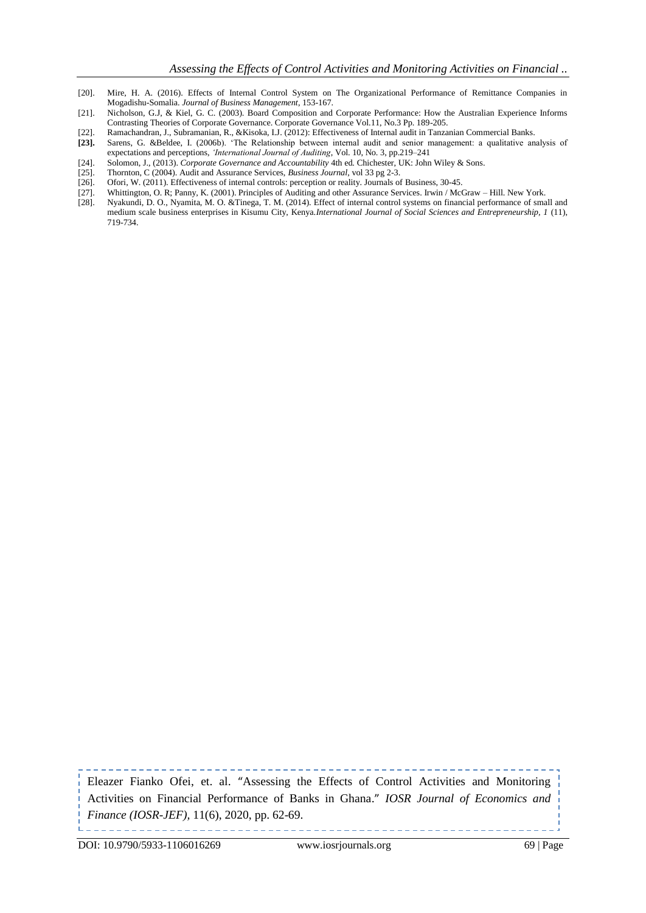[20]. Mire, H. A. (2016). Effects of Internal Control System on The Organizational Performance of Remittance Companies in Mogadishu-Somalia. *Journal of Business Management*, 153-167.

[21]. Nicholson, G.J, & Kiel, G. C. (2003). Board Composition and Corporate Performance: How the Australian Experience Informs Contrasting Theories of Corporate Governance. Corporate Governance Vol.11, No.3 Pp. 189-205.

[22]. Ramachandran, J., Subramanian, R., &Kisoka, I.J. (2012): Effectiveness of Internal audit in Tanzanian Commercial Banks.

**[23].** Sarens, G. &Beldee, I. (2006b). 'The Relationship between internal audit and senior management: a qualitative analysis of expectations and perceptions, *'International Journal of Auditing*, Vol. 10, No. 3, pp.219–241

[24]. Solomon, J., (2013). *Corporate Governance and Accountability* 4th ed. Chichester, UK: John Wiley & Sons.

[25]. Thornton, C (2004). Audit and Assurance Services, *Business Journal*, vol 33 pg 2-3.

[26]. Ofori, W. (2011). Effectiveness of internal controls: perception or reality. Journals of Business, 30-45.

[27]. Whittington, O. R; Panny, K. (2001). Principles of Auditing and other Assurance Services. Irwin / McGraw – Hill. New York.

[28]. Nyakundi, D. O., Nyamita, M. O. &Tinega, T. M. (2014). Effect of internal control systems on financial performance of small and medium scale business enterprises in Kisumu City, Kenya.*International Journal of Social Sciences and Entrepreneurship, 1* (11), 719-734.

Eleazer Fianko Ofei, et. al. "Assessing the Effects of Control Activities and Monitoring Activities on Financial Performance of Banks in Ghana." *IOSR Journal of Economics and Finance (IOSR-JEF)*, 11(6), 2020, pp. 62-69.